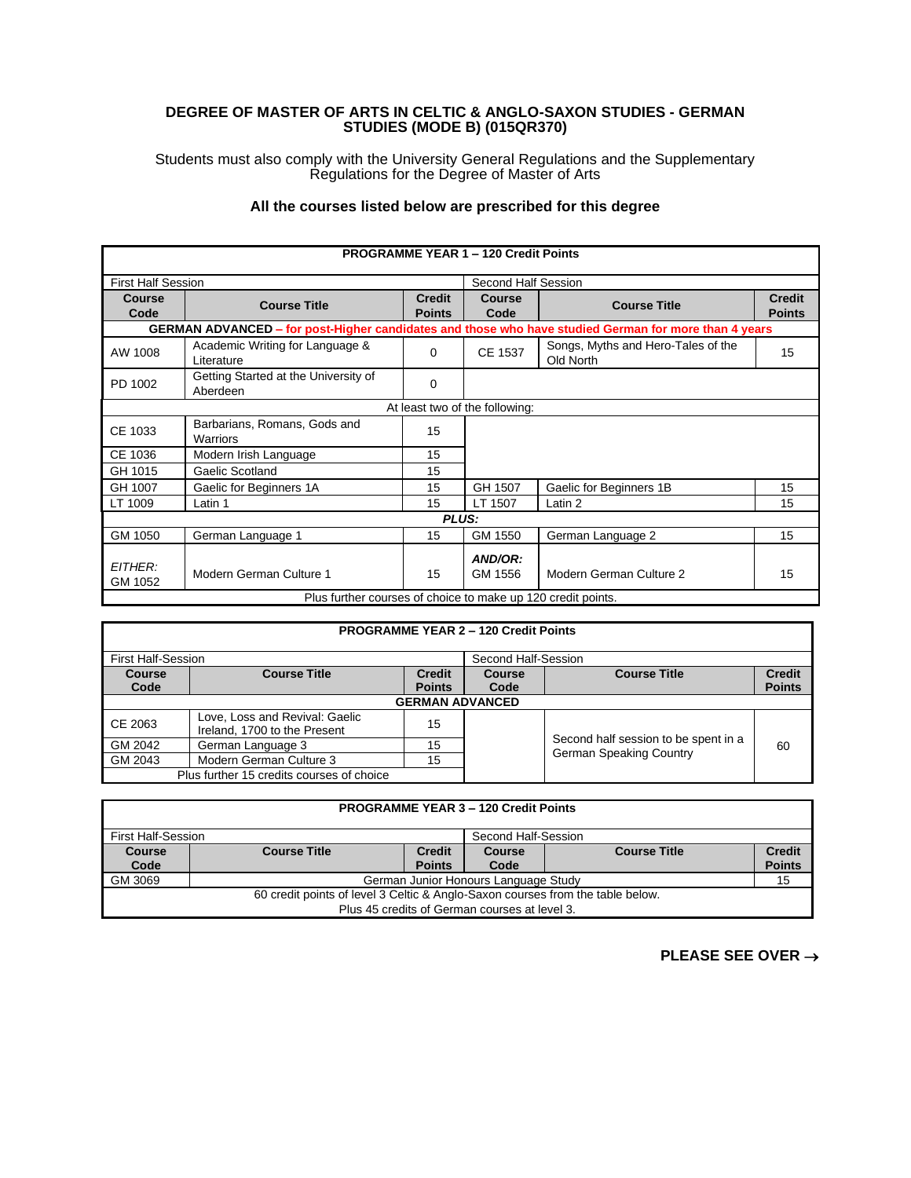**DEGREE OF MASTER OF ARTS IN CELTIC & ANGLO-SAXON STUDIES - GERMAN STUDIES (MODE B) (015QR370)**

Students must also comply with the University General Regulations and the Supplementary Regulations for the Degree of Master of Arts

**All the courses listed below are prescribed for this degree**

| **PROGRAMME YEAR 1 – 120 Credit Points** | | | | | |
|---|---|---|---|---|---|
| First Half Session | | | Second Half Session | | |
| **Course Code** | **Course Title** | **Credit Points** | **Course Code** | **Course Title** | **Credit Points** |
| **GERMAN ADVANCED – for post-Higher candidates and those who have studied German for more than 4 years** | | | | | |
| AW 1008 | Academic Writing for Language & Literature | 0 | CE 1537 | Songs, Myths and Hero-Tales of the Old North | 15 |
| PD 1002 | Getting Started at the University of Aberdeen | 0 | | | |
| At least two of the following: | | | | | |
| CE 1033 | Barbarians, Romans, Gods and Warriors | 15 | | | |
| CE 1036 | Modern Irish Language | 15 | | | |
| GH 1015 | Gaelic Scotland | 15 | | | |
| GH 1007 | Gaelic for Beginners 1A | 15 | GH 1507 | Gaelic for Beginners 1B | 15 |
| LT 1009 | Latin 1 | 15 | LT 1507 | Latin 2 | 15 |
| ***PLUS:*** | | | | | |
| GM 1050 | German Language 1 | 15 | GM 1550 | German Language 2 | 15 |
| *EITHER:* GM 1052 | Modern German Culture 1 | 15 | ***AND/OR:*** GM 1556 | Modern German Culture 2 | 15 |
| Plus further courses of choice to make up 120 credit points. | | | | | |

| **PROGRAMME YEAR 2 – 120 Credit Points** | | | | | |
|---|---|---|---|---|---|
| First Half-Session | | | Second Half-Session | | |
| **Course Code** | **Course Title** | **Credit Points** | **Course Code** | **Course Title** | **Credit Points** |
| **GERMAN ADVANCED** | | | | | |
| CE 2063 | Love, Loss and Revival: Gaelic Ireland, 1700 to the Present | 15 | | Second half session to be spent in a German Speaking Country | 60 |
| GM 2042 | German Language 3 | 15 | | | |
| GM 2043 | Modern German Culture 3 | 15 | | | |
| Plus further 15 credits courses of choice | | | | | |

| **PROGRAMME YEAR 3 – 120 Credit Points** | | | | | |
|---|---|---|---|---|---|
| First Half-Session | | | Second Half-Session | | |
| **Course Code** | **Course Title** | **Credit Points** | **Course Code** | **Course Title** | **Credit Points** |
| GM 3069 | German Junior Honours Language Study | | | | 15 |
| 60 credit points of level 3 Celtic & Anglo-Saxon courses from the table below. Plus 45 credits of German courses at level 3. | | | | | |

**PLEASE SEE OVER →**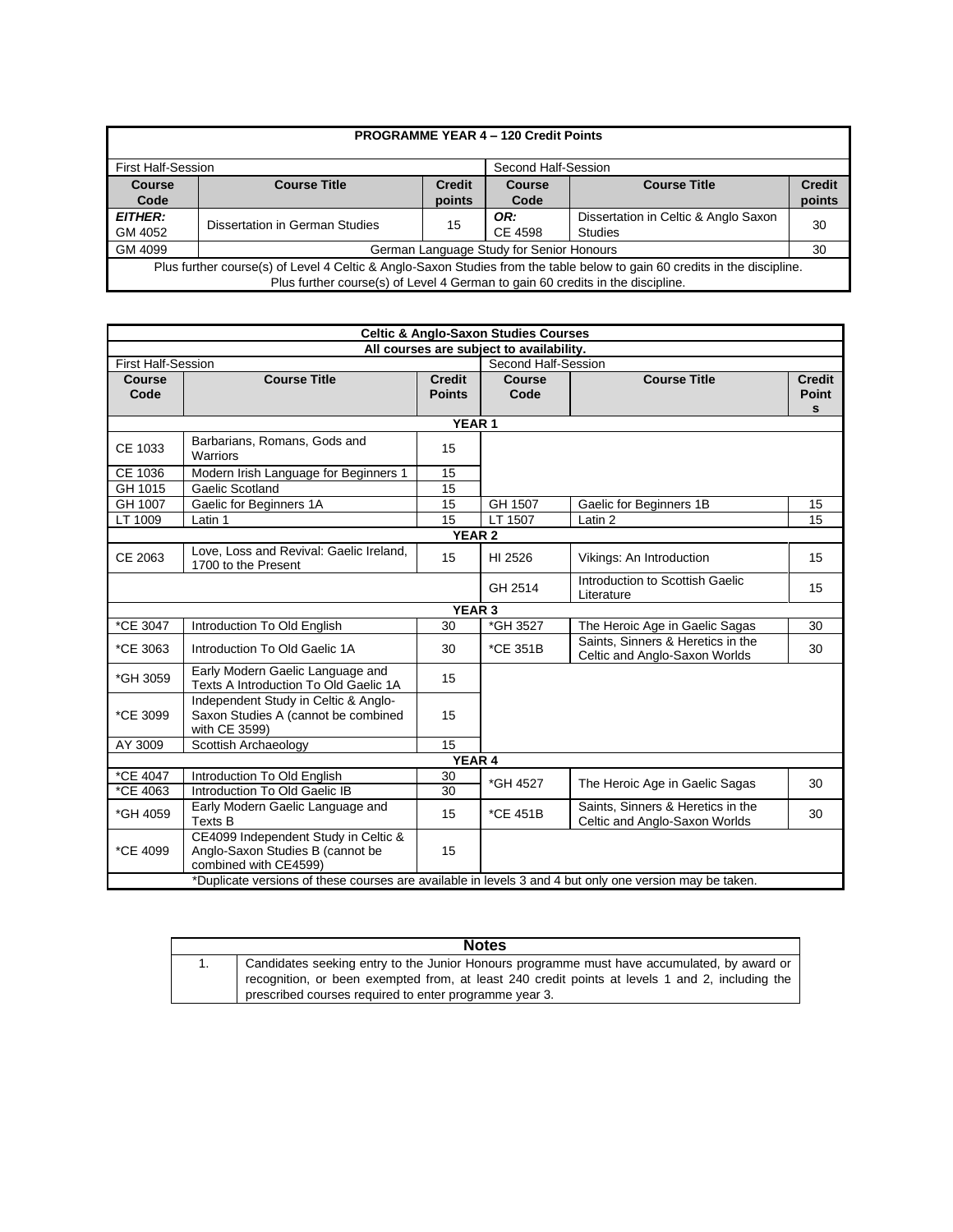| PROGRAMME YEAR 4 – 120 Credit Points | | | | | |
|---|---|---|---|---|---|
| First Half-Session | | | Second Half-Session | | |
| **Course Code** | **Course Title** | **Credit points** | **Course Code** | **Course Title** | **Credit points** |
| ***EITHER:*** GM 4052 | Dissertation in German Studies | 15 | ***OR:*** CE 4598 | Dissertation in Celtic & Anglo Saxon Studies | 30 |
| GM 4099 | German Language Study for Senior Honours | | | | 30 |
| Plus further course(s) of Level 4 Celtic & Anglo-Saxon Studies from the table below to gain 60 credits in the discipline. Plus further course(s) of Level 4 German to gain 60 credits in the discipline. | | | | | |

| Celtic & Anglo-Saxon Studies Courses | | | | | |
|---|---|---|---|---|---|
| All courses are subject to availability. | | | | | |
| First Half-Session | | | Second Half-Session | | |
| **Course Code** | **Course Title** | **Credit Points** | **Course Code** | **Course Title** | **Credit Points** |
| **YEAR 1** | | | | | |
| CE 1033 | Barbarians, Romans, Gods and Warriors | 15 | | | |
| CE 1036 | Modern Irish Language for Beginners 1 | 15 | | | |
| GH 1015 | Gaelic Scotland | 15 | | | |
| GH 1007 | Gaelic for Beginners 1A | 15 | GH 1507 | Gaelic for Beginners 1B | 15 |
| LT 1009 | Latin 1 | 15 | LT 1507 | Latin 2 | 15 |
| **YEAR 2** | | | | | |
| CE 2063 | Love, Loss and Revival: Gaelic Ireland, 1700 to the Present | 15 | HI 2526 | Vikings: An Introduction | 15 |
| | | | GH 2514 | Introduction to Scottish Gaelic Literature | 15 |
| **YEAR 3** | | | | | |
| *CE 3047 | Introduction To Old English | 30 | *GH 3527 | The Heroic Age in Gaelic Sagas | 30 |
| *CE 3063 | Introduction To Old Gaelic 1A | 30 | *CE 351B | Saints, Sinners & Heretics in the Celtic and Anglo-Saxon Worlds | 30 |
| *GH 3059 | Early Modern Gaelic Language and Texts A Introduction To Old Gaelic 1A | 15 | | | |
| *CE 3099 | Independent Study in Celtic & Anglo-Saxon Studies A (cannot be combined with CE 3599) | 15 | | | |
| AY 3009 | Scottish Archaeology | 15 | | | |
| **YEAR 4** | | | | | |
| *CE 4047 | Introduction To Old English | 30 | *GH 4527 | The Heroic Age in Gaelic Sagas | 30 |
| *CE 4063 | Introduction To Old Gaelic IB | 30 | | | |
| *GH 4059 | Early Modern Gaelic Language and Texts B | 15 | *CE 451B | Saints, Sinners & Heretics in the Celtic and Anglo-Saxon Worlds | 30 |
| *CE 4099 | CE4099 Independent Study in Celtic & Anglo-Saxon Studies B (cannot be combined with CE4599) | 15 | | | |
| *Duplicate versions of these courses are available in levels 3 and 4 but only one version may be taken. | | | | | |

| Notes | |
|---|---|
| 1. | Candidates seeking entry to the Junior Honours programme must have accumulated, by award or recognition, or been exempted from, at least 240 credit points at levels 1 and 2, including the prescribed courses required to enter programme year 3. |